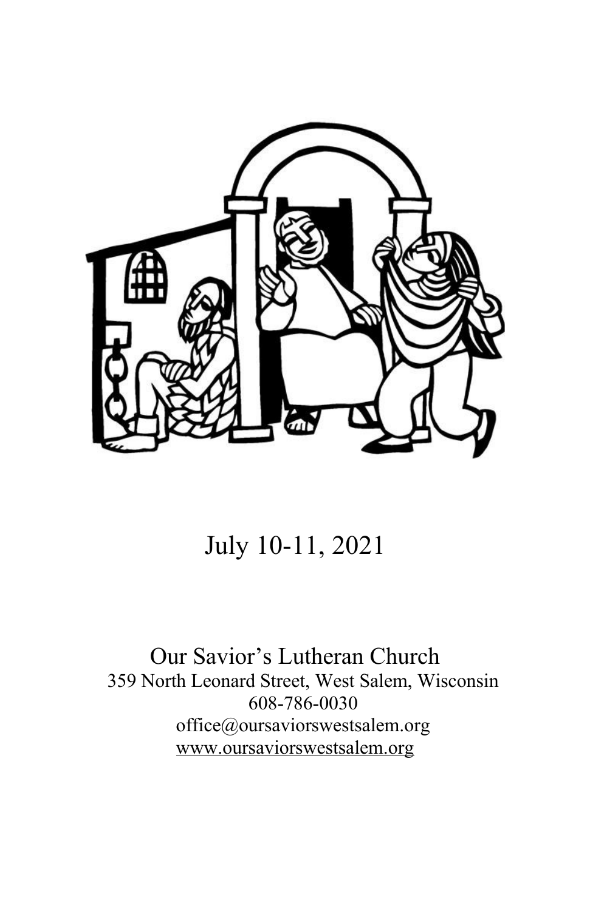July 10-11, 2021

Our Savior's Lutheran Church
359 North Leonard Street, West Salem, Wisconsin
608-786-0030
office@oursaviorswestsalem.org
www.oursaviorswestsalem.org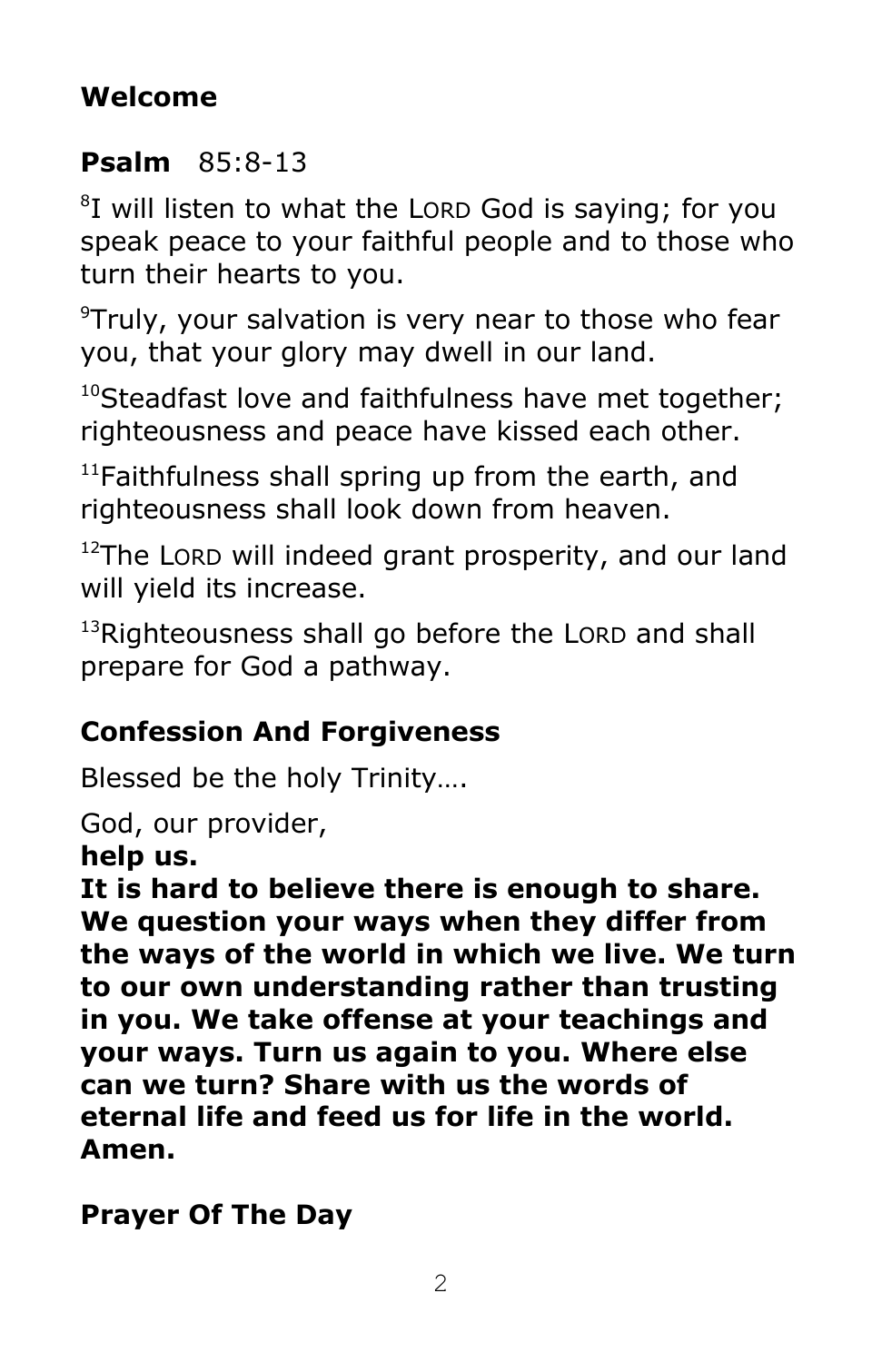## Welcome

## Psalm 85:8-13

[8]I will listen to what the LORD God is saying; for you speak peace to your faithful people and to those who turn their hearts to you.

[9]Truly, your salvation is very near to those who fear you, that your glory may dwell in our land.

[10]Steadfast love and faithfulness have met together; righteousness and peace have kissed each other.

[11]Faithfulness shall spring up from the earth, and righteousness shall look down from heaven.

[12]The LORD will indeed grant prosperity, and our land will yield its increase.

[13]Righteousness shall go before the LORD and shall prepare for God a pathway.

## Confession And Forgiveness

Blessed be the holy Trinity….

God, our provider,
**help us.**
**It is hard to believe there is enough to share. We question your ways when they differ from the ways of the world in which we live. We turn to our own understanding rather than trusting in you. We take offense at your teachings and your ways. Turn us again to you. Where else can we turn? Share with us the words of eternal life and feed us for life in the world. Amen.**

## Prayer Of The Day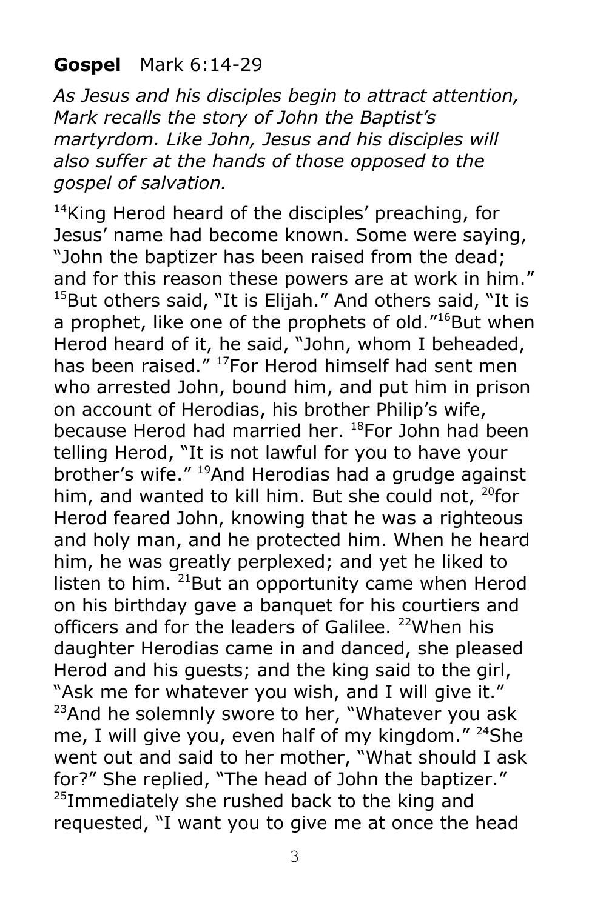**Gospel** Mark 6:14-29

*As Jesus and his disciples begin to attract attention, Mark recalls the story of John the Baptist's martyrdom. Like John, Jesus and his disciples will also suffer at the hands of those opposed to the gospel of salvation.*

[14]King Herod heard of the disciples' preaching, for Jesus' name had become known. Some were saying, "John the baptizer has been raised from the dead; and for this reason these powers are at work in him." [15]But others said, "It is Elijah." And others said, "It is a prophet, like one of the prophets of old."[16]But when Herod heard of it, he said, "John, whom I beheaded, has been raised." [17]For Herod himself had sent men who arrested John, bound him, and put him in prison on account of Herodias, his brother Philip's wife, because Herod had married her. [18]For John had been telling Herod, "It is not lawful for you to have your brother's wife." [19]And Herodias had a grudge against him, and wanted to kill him. But she could not, [20]for Herod feared John, knowing that he was a righteous and holy man, and he protected him. When he heard him, he was greatly perplexed; and yet he liked to listen to him. [21]But an opportunity came when Herod on his birthday gave a banquet for his courtiers and officers and for the leaders of Galilee. [22]When his daughter Herodias came in and danced, she pleased Herod and his guests; and the king said to the girl, "Ask me for whatever you wish, and I will give it." [23]And he solemnly swore to her, "Whatever you ask me, I will give you, even half of my kingdom." [24]She went out and said to her mother, "What should I ask for?" She replied, "The head of John the baptizer." [25]Immediately she rushed back to the king and requested, "I want you to give me at once the head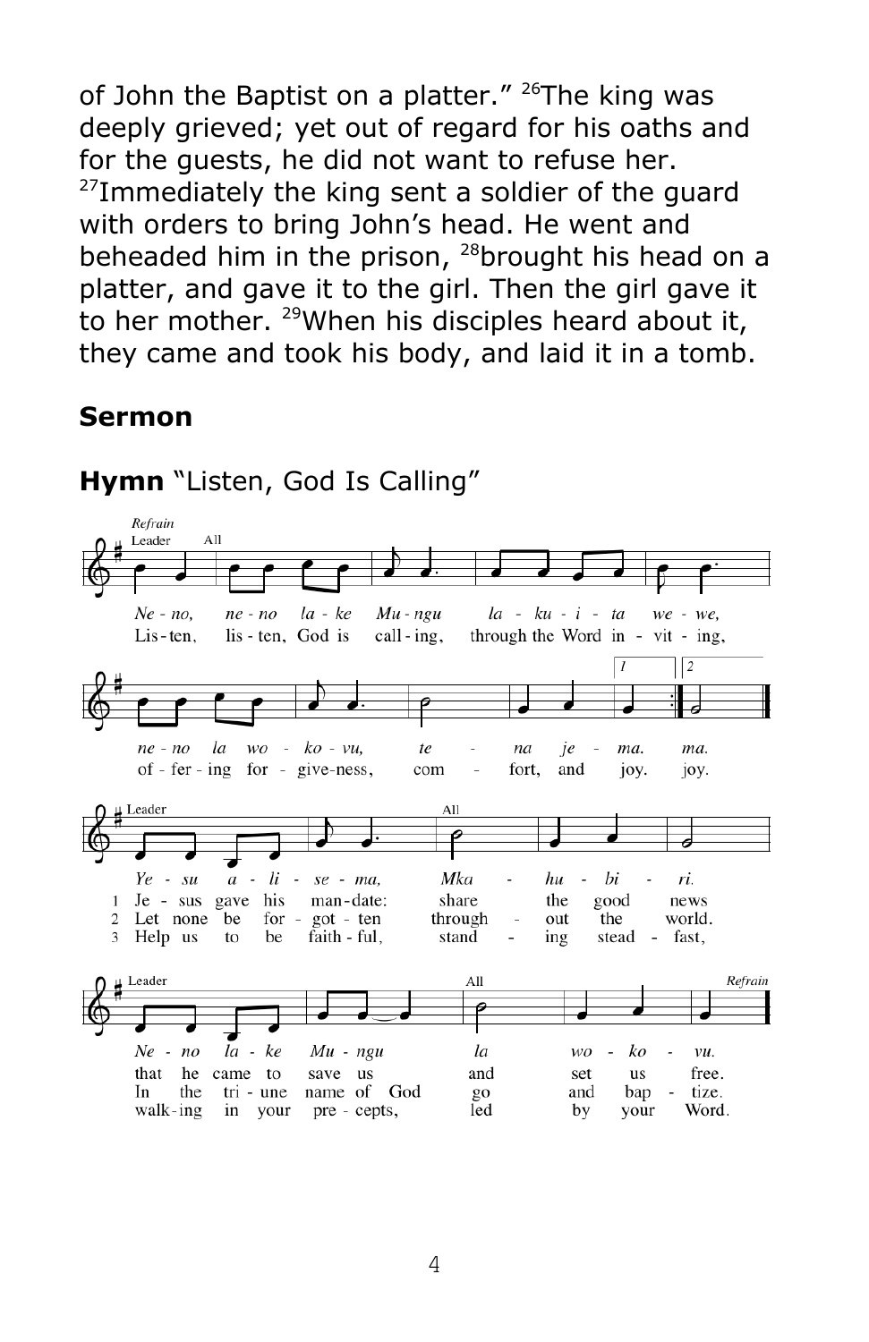of John the Baptist on a platter." [26]The king was deeply grieved; yet out of regard for his oaths and for the guests, he did not want to refuse her. [27]Immediately the king sent a soldier of the guard with orders to bring John's head. He went and beheaded him in the prison, [28]brought his head on a platter, and gave it to the girl. Then the girl gave it to her mother. [29]When his disciples heard about it, they came and took his body, and laid it in a tomb.

## Sermon

**Hymn** "Listen, God Is Calling"

*Refrain*

Leader: *Ne - no,* All: *ne - no la - ke Mu - ngu la - ku - i - ta we - we, ne - no la wo - ko - vu, te - na je - ma. ma.*

Leader: Lis - ten, All: lis - ten, God is call - ing, through the Word in - vit - ing, of - fer - ing for - give-ness, com - fort, and joy. joy.

Leader: *Ye - su a - li - se - ma,* All: *Mka - hu - bi - ri.*
Leader: *Ne - no la - ke Mu - ngu* All: *la wo - ko - vu.*

1 Leader: Je - sus gave his man-date: All: share the good news
Leader: that he came to save us All: and set us free.

2 Leader: Let none be for - got - ten All: through - out the world.
Leader: In the tri - une name of God All: go and bap - tize.

3 Leader: Help us to be faith - ful, All: stand - ing stead - fast,
Leader: walk - ing in your pre - cepts, All: led by your Word.

*Refrain*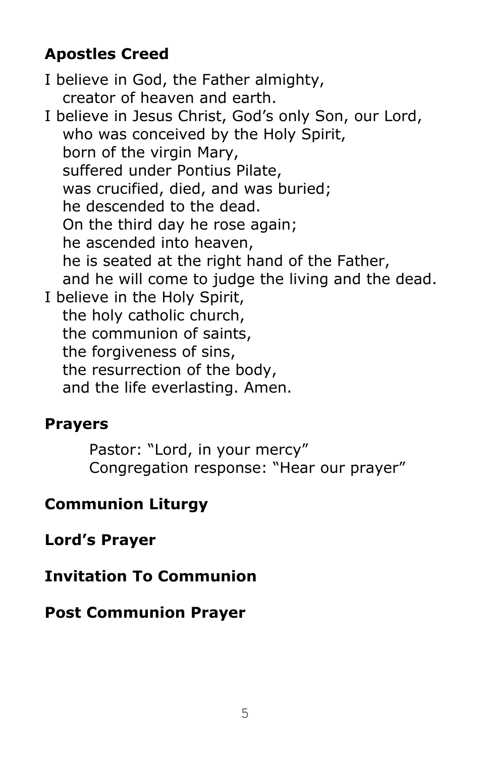## Apostles Creed

I believe in God, the Father almighty,
creator of heaven and earth.
I believe in Jesus Christ, God's only Son, our Lord,
who was conceived by the Holy Spirit,
born of the virgin Mary,
suffered under Pontius Pilate,
was crucified, died, and was buried;
he descended to the dead.
On the third day he rose again;
he ascended into heaven,
he is seated at the right hand of the Father,
and he will come to judge the living and the dead.
I believe in the Holy Spirit,
the holy catholic church,
the communion of saints,
the forgiveness of sins,
the resurrection of the body,
and the life everlasting. Amen.

## Prayers

Pastor: "Lord, in your mercy"
Congregation response: "Hear our prayer"

## Communion Liturgy

## Lord's Prayer

## Invitation To Communion

## Post Communion Prayer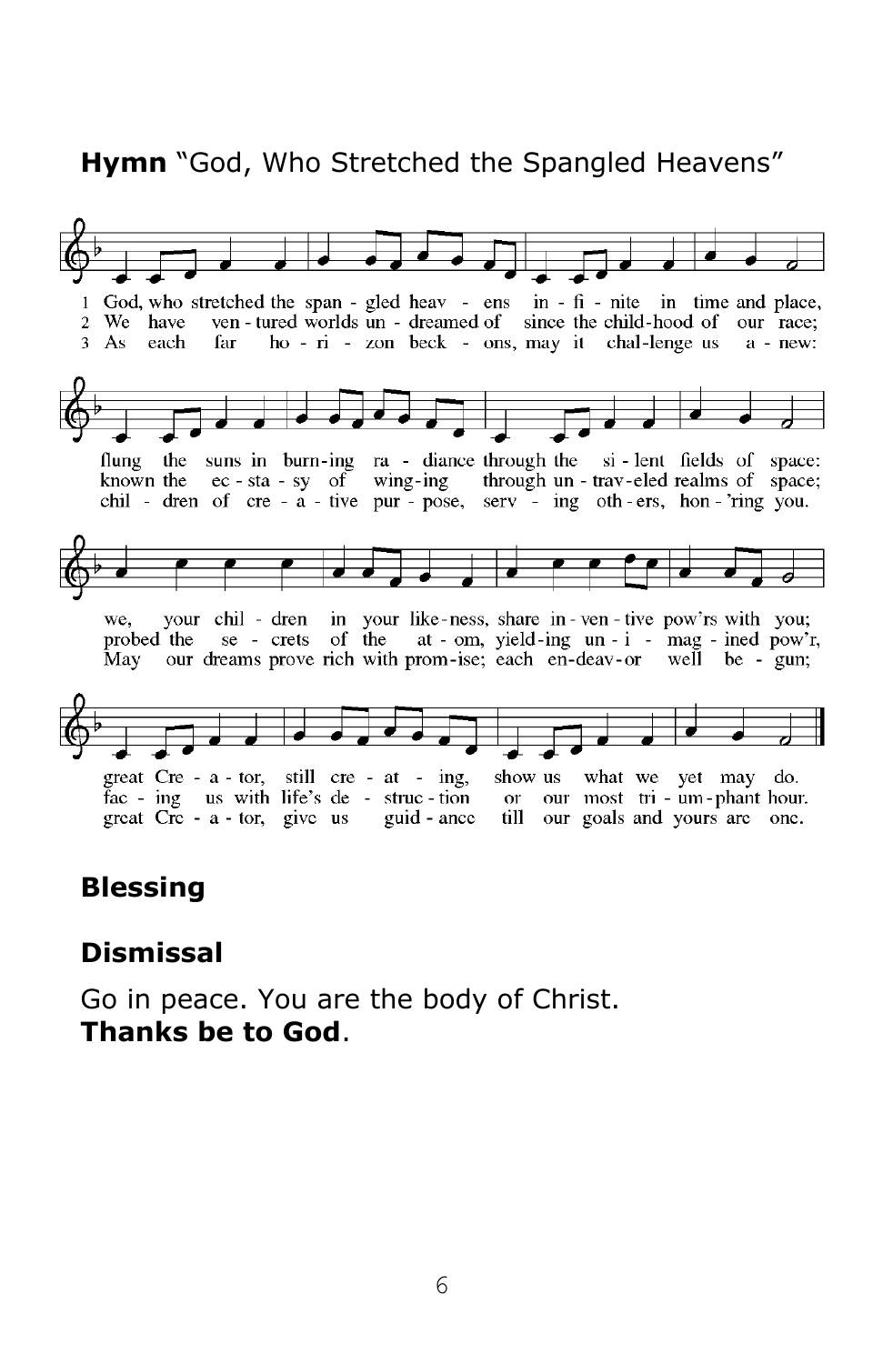**Hymn** "God, Who Stretched the Spangled Heavens"

1 God, who stretched the span - gled heav - ens in - fi - nite in time and place,
flung the suns in burn-ing ra - diance through the si - lent fields of space:
we, your chil - dren in your like-ness, share in - ven - tive pow'rs with you;
great Cre - a - tor, still cre - at - ing, show us what we yet may do.

2 We have ven - tured worlds un - dreamed of since the child-hood of our race;
known the ec - sta - sy of wing-ing through un - trav-eled realms of space;
probed the se - crets of the at - om, yield-ing un - i - mag - ined pow'r,
fac - ing us with life's de - struc - tion or our most tri - um-phant hour.

3 As each far ho - ri - zon beck - ons, may it chal-lenge us a - new:
chil - dren of cre - a - tive pur - pose, serv - ing oth - ers, hon - 'ring you.
May our dreams prove rich with prom-ise; each en-deav-or well be - gun;
great Cre - a - tor, give us guid - ance till our goals and yours are one.

## Blessing

## Dismissal

Go in peace. You are the body of Christ.
**Thanks be to God**.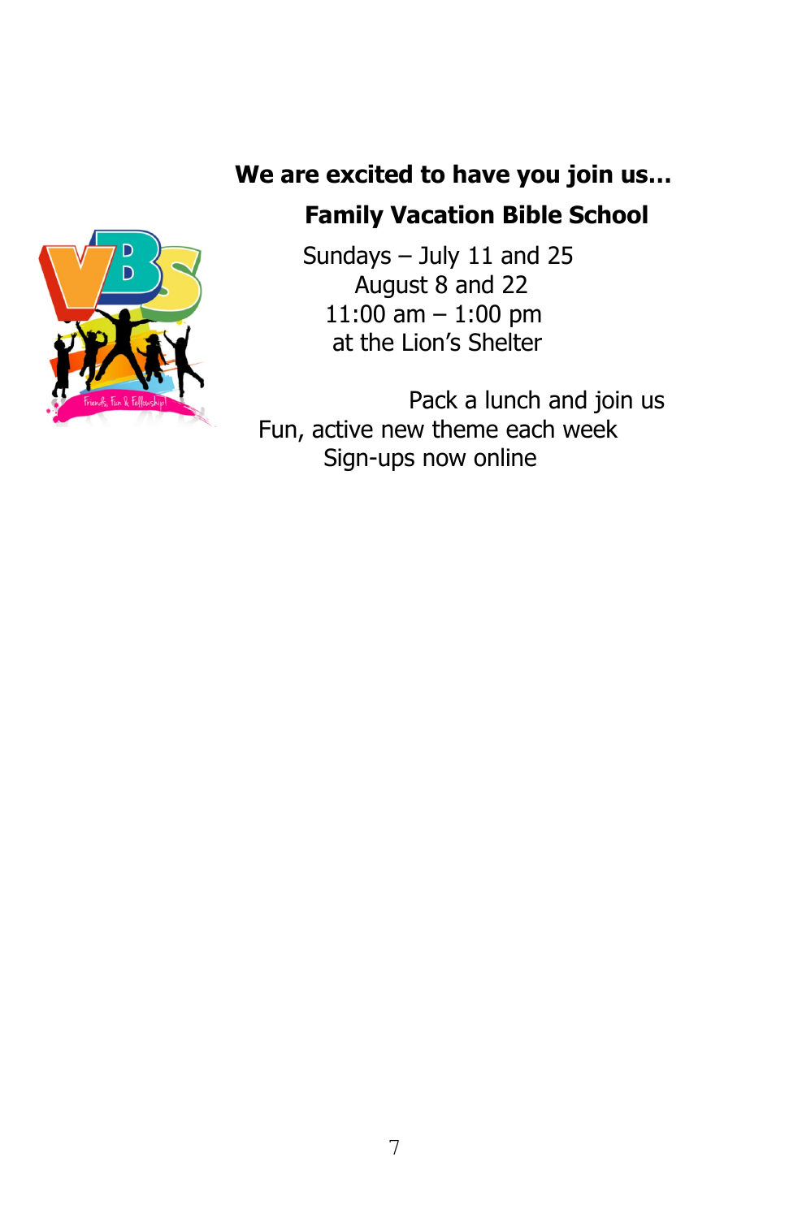**We are excited to have you join us…**

**Family Vacation Bible School**

Sundays – July 11 and 25
August 8 and 22
11:00 am – 1:00 pm
at the Lion's Shelter

Pack a lunch and join us
Fun, active new theme each week
Sign-ups now online